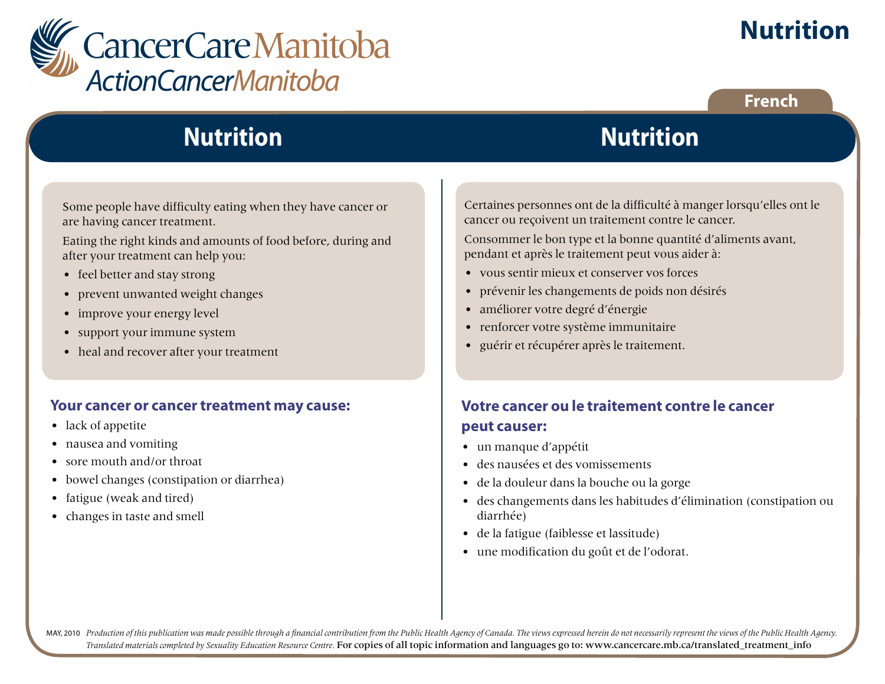# Nutrition

CancerCare Manitoba
ActionCancerManitoba

French

## Nutrition

Some people have difficulty eating when they have cancer or are having cancer treatment.

Eating the right kinds and amounts of food before, during and after your treatment can help you:

- feel better and stay strong
- prevent unwanted weight changes
- improve your energy level
- support your immune system
- heal and recover after your treatment

### Your cancer or cancer treatment may cause:

- lack of appetite
- nausea and vomiting
- sore mouth and/or throat
- bowel changes (constipation or diarrhea)
- fatigue (weak and tired)
- changes in taste and smell

## Nutrition

Certaines personnes ont de la difficulté à manger lorsqu'elles ont le cancer ou reçoivent un traitement contre le cancer.

Consommer le bon type et la bonne quantité d'aliments avant, pendant et après le traitement peut vous aider à:

- vous sentir mieux et conserver vos forces
- prévenir les changements de poids non désirés
- améliorer votre degré d'énergie
- renforcer votre système immunitaire
- guérir et récupérer après le traitement.

### Votre cancer ou le traitement contre le cancer peut causer:

- un manque d'appétit
- des nausées et des vomissements
- de la douleur dans la bouche ou la gorge
- des changements dans les habitudes d'élimination (constipation ou diarrhée)
- de la fatigue (faiblesse et lassitude)
- une modification du goût et de l'odorat.

MAY, 2010 *Production of this publication was made possible through a financial contribution from the Public Health Agency of Canada. The views expressed herein do not necessarily represent the views of the Public Health Agency. Translated materials completed by Sexuality Education Resource Centre.* For copies of all topic information and languages go to: www.cancercare.mb.ca/translated_treatment_info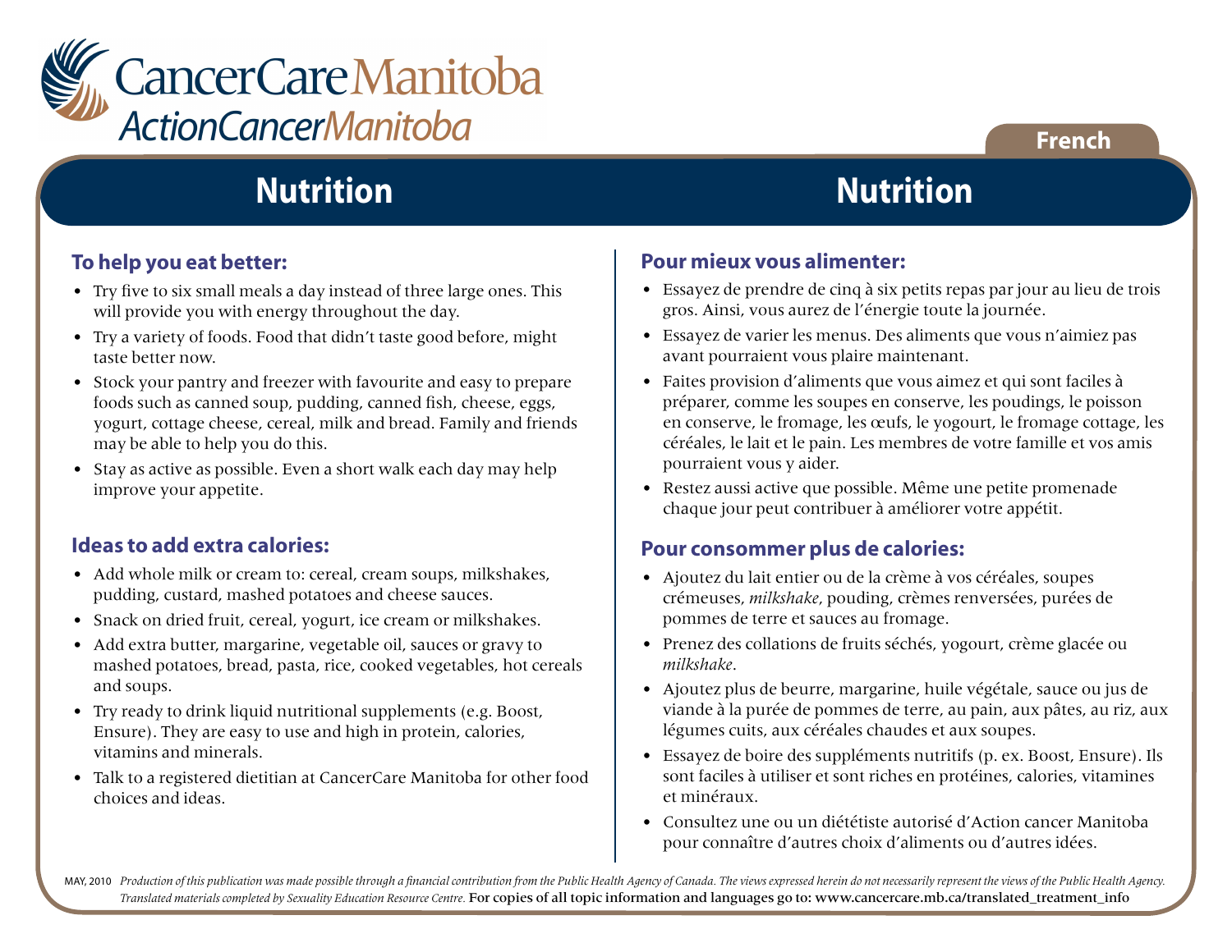CancerCare Manitoba
ActionCancerManitoba

French

# Nutrition

## To help you eat better:

- Try five to six small meals a day instead of three large ones. This will provide you with energy throughout the day.
- Try a variety of foods. Food that didn't taste good before, might taste better now.
- Stock your pantry and freezer with favourite and easy to prepare foods such as canned soup, pudding, canned fish, cheese, eggs, yogurt, cottage cheese, cereal, milk and bread. Family and friends may be able to help you do this.
- Stay as active as possible. Even a short walk each day may help improve your appetite.

## Ideas to add extra calories:

- Add whole milk or cream to: cereal, cream soups, milkshakes, pudding, custard, mashed potatoes and cheese sauces.
- Snack on dried fruit, cereal, yogurt, ice cream or milkshakes.
- Add extra butter, margarine, vegetable oil, sauces or gravy to mashed potatoes, bread, pasta, rice, cooked vegetables, hot cereals and soups.
- Try ready to drink liquid nutritional supplements (e.g. Boost, Ensure). They are easy to use and high in protein, calories, vitamins and minerals.
- Talk to a registered dietitian at CancerCare Manitoba for other food choices and ideas.

# Nutrition

## Pour mieux vous alimenter:

- Essayez de prendre de cinq à six petits repas par jour au lieu de trois gros. Ainsi, vous aurez de l'énergie toute la journée.
- Essayez de varier les menus. Des aliments que vous n'aimiez pas avant pourraient vous plaire maintenant.
- Faites provision d'aliments que vous aimez et qui sont faciles à préparer, comme les soupes en conserve, les poudings, le poisson en conserve, le fromage, les œufs, le yogourt, le fromage cottage, les céréales, le lait et le pain. Les membres de votre famille et vos amis pourraient vous y aider.
- Restez aussi active que possible. Même une petite promenade chaque jour peut contribuer à améliorer votre appétit.

## Pour consommer plus de calories:

- Ajoutez du lait entier ou de la crème à vos céréales, soupes crémeuses, *milkshake*, pouding, crèmes renversées, purées de pommes de terre et sauces au fromage.
- Prenez des collations de fruits séchés, yogourt, crème glacée ou *milkshake*.
- Ajoutez plus de beurre, margarine, huile végétale, sauce ou jus de viande à la purée de pommes de terre, au pain, aux pâtes, au riz, aux légumes cuits, aux céréales chaudes et aux soupes.
- Essayez de boire des suppléments nutritifs (p. ex. Boost, Ensure). Ils sont faciles à utiliser et sont riches en protéines, calories, vitamines et minéraux.
- Consultez une ou un diététiste autorisé d'Action cancer Manitoba pour connaître d'autres choix d'aliments ou d'autres idées.

MAY, 2010 *Production of this publication was made possible through a financial contribution from the Public Health Agency of Canada. The views expressed herein do not necessarily represent the views of the Public Health Agency. Translated materials completed by Sexuality Education Resource Centre.* For copies of all topic information and languages go to: www.cancercare.mb.ca/translated_treatment_info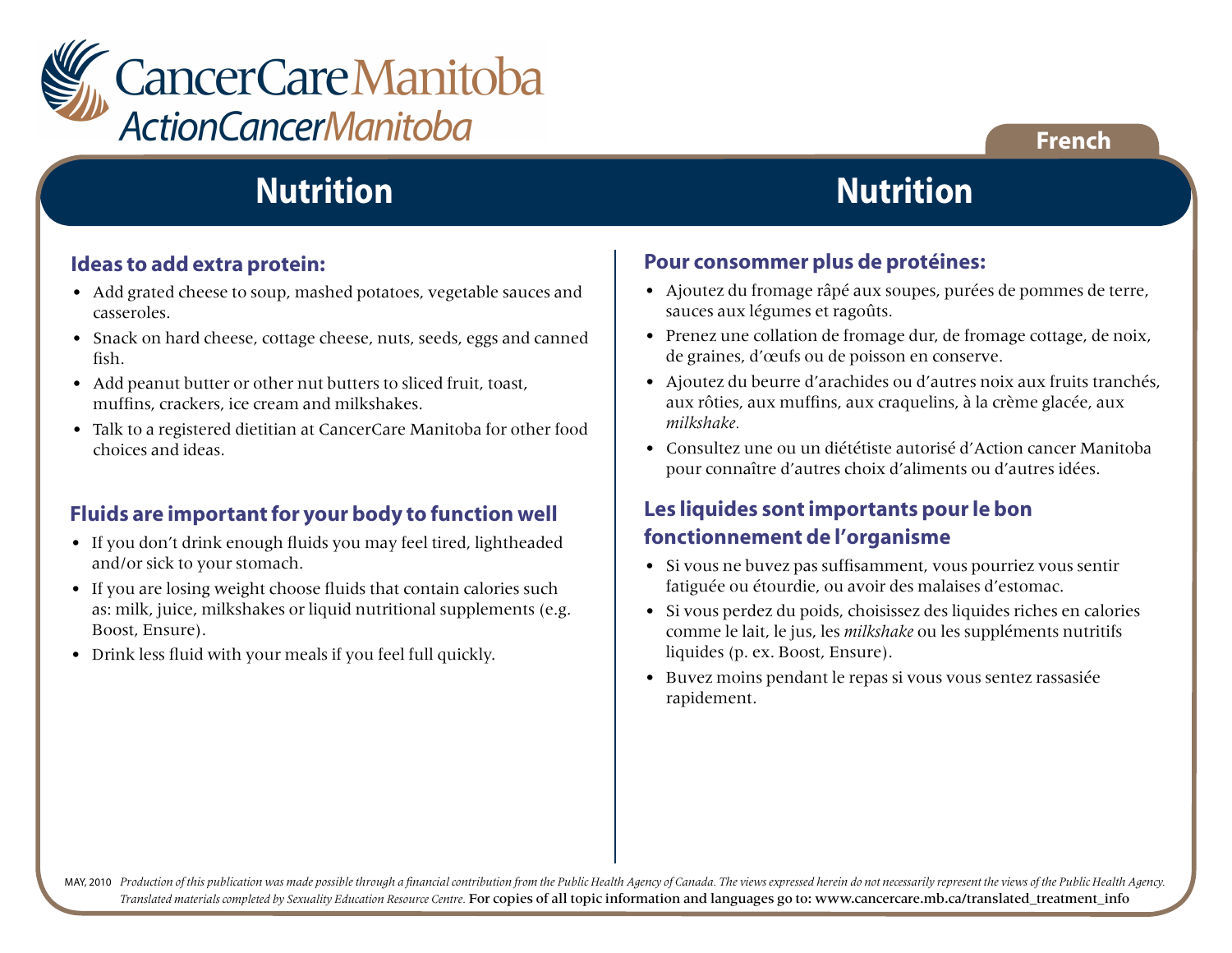CancerCare Manitoba
ActionCancerManitoba

French

# Nutrition

### Ideas to add extra protein:

- Add grated cheese to soup, mashed potatoes, vegetable sauces and casseroles.
- Snack on hard cheese, cottage cheese, nuts, seeds, eggs and canned fish.
- Add peanut butter or other nut butters to sliced fruit, toast, muffins, crackers, ice cream and milkshakes.
- Talk to a registered dietitian at CancerCare Manitoba for other food choices and ideas.

### Fluids are important for your body to function well

- If you don't drink enough fluids you may feel tired, lightheaded and/or sick to your stomach.
- If you are losing weight choose fluids that contain calories such as: milk, juice, milkshakes or liquid nutritional supplements (e.g. Boost, Ensure).
- Drink less fluid with your meals if you feel full quickly.

# Nutrition

### Pour consommer plus de protéines:

- Ajoutez du fromage râpé aux soupes, purées de pommes de terre, sauces aux légumes et ragoûts.
- Prenez une collation de fromage dur, de fromage cottage, de noix, de graines, d'œufs ou de poisson en conserve.
- Ajoutez du beurre d'arachides ou d'autres noix aux fruits tranchés, aux rôties, aux muffins, aux craquelins, à la crème glacée, aux *milkshake.*
- Consultez une ou un diététiste autorisé d'Action cancer Manitoba pour connaître d'autres choix d'aliments ou d'autres idées.

### Les liquides sont importants pour le bon fonctionnement de l'organisme

- Si vous ne buvez pas suffisamment, vous pourriez vous sentir fatiguée ou étourdie, ou avoir des malaises d'estomac.
- Si vous perdez du poids, choisissez des liquides riches en calories comme le lait, le jus, les *milkshake* ou les suppléments nutritifs liquides (p. ex. Boost, Ensure).
- Buvez moins pendant le repas si vous vous sentez rassasiée rapidement.

MAY, 2010 *Production of this publication was made possible through a financial contribution from the Public Health Agency of Canada. The views expressed herein do not necessarily represent the views of the Public Health Agency. Translated materials completed by Sexuality Education Resource Centre.* For copies of all topic information and languages go to: www.cancercare.mb.ca/translated_treatment_info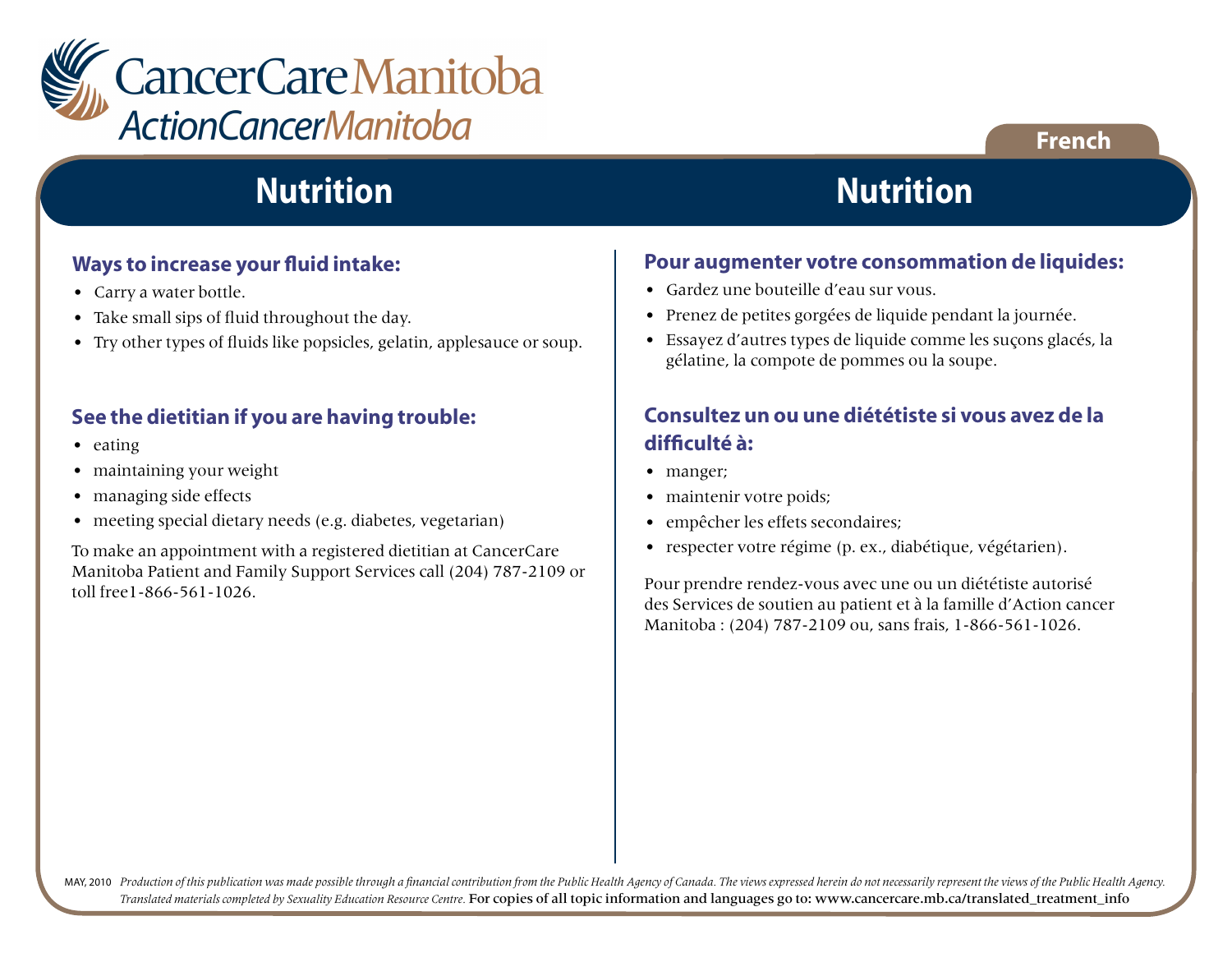CancerCare Manitoba
ActionCancerManitoba

French

# Nutrition

### Ways to increase your fluid intake:

- Carry a water bottle.
- Take small sips of fluid throughout the day.
- Try other types of fluids like popsicles, gelatin, applesauce or soup.

### See the dietitian if you are having trouble:

- eating
- maintaining your weight
- managing side effects
- meeting special dietary needs (e.g. diabetes, vegetarian)

To make an appointment with a registered dietitian at CancerCare Manitoba Patient and Family Support Services call (204) 787-2109 or toll free1-866-561-1026.

# Nutrition

### Pour augmenter votre consommation de liquides:

- Gardez une bouteille d'eau sur vous.
- Prenez de petites gorgées de liquide pendant la journée.
- Essayez d'autres types de liquide comme les suçons glacés, la gélatine, la compote de pommes ou la soupe.

### Consultez un ou une diététiste si vous avez de la difficulté à:

- manger;
- maintenir votre poids;
- empêcher les effets secondaires;
- respecter votre régime (p. ex., diabétique, végétarien).

Pour prendre rendez-vous avec une ou un diététiste autorisé des Services de soutien au patient et à la famille d'Action cancer Manitoba : (204) 787-2109 ou, sans frais, 1-866-561-1026.

MAY, 2010 *Production of this publication was made possible through a financial contribution from the Public Health Agency of Canada. The views expressed herein do not necessarily represent the views of the Public Health Agency. Translated materials completed by Sexuality Education Resource Centre.* For copies of all topic information and languages go to: www.cancercare.mb.ca/translated_treatment_info